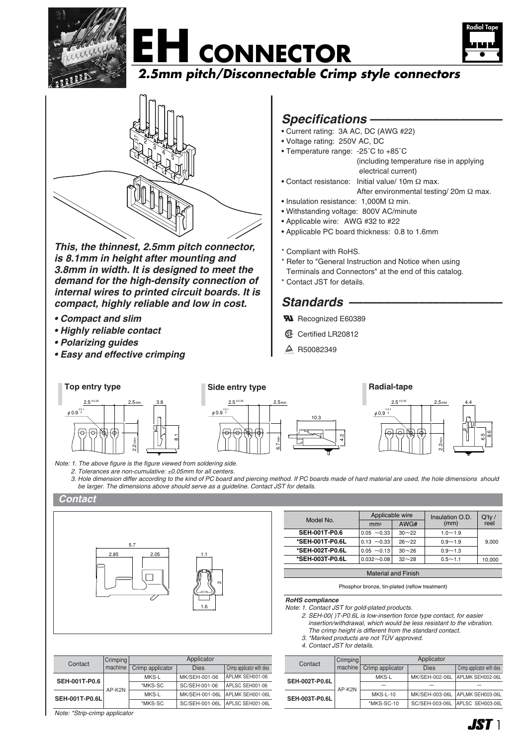# EH CONNECTOR

## *2.5mm pitch/Disconnectable Crimp style connectors*

***This, the thinnest, 2.5mm pitch connector, is 8.1mm in height after mounting and 3.8mm in width. It is designed to meet the demand for the high-density connection of internal wires to printed circuit boards. It is compact, highly reliable and low in cost.***

- ***Compact and slim***
- ***Highly reliable contact***
- ***Polarizing guides***
- ***Easy and effective crimping***

## *Specifications*

- Current rating: 3A AC, DC (AWG #22)
- Voltage rating: 250V AC, DC
- Temperature range: -25˚C to +85˚C (including temperature rise in applying electrical current)
- Contact resistance: Initial value/ 10m Ω max. After environmental testing/ 20m Ω max.
- Insulation resistance: 1,000M Ω min.
- Withstanding voltage: 800V AC/minute
- Applicable wire: AWG #32 to #22
- Applicable PC board thickness: 0.8 to 1.6mm

\* Compliant with RoHS.
\* Refer to "General Instruction and Notice when using Terminals and Connectors" at the end of this catalog.
\* Contact JST for details.

## *Standards*

- Recognized E60389
- Certified LR20812
- R50082349

### Top entry type

### Side entry type

### Radial-tape

*Note: 1. The above figure is the figure viewed from soldering side.*
*2. Tolerances are non-cumulative: ±0.05mm for all centers.*
*3. Hole dimension differ according to the kind of PC board and piercing method. If PC boards made of hard material are used, the hole dimensions should be larger. The dimensions above should serve as a guideline. Contact JST for details.*

## Contact

| Model No. | Applicable wire | | Insulation O.D. (mm) | Q'ty / reel |
|---|---|---|---|---|
| | mm² | AWG# | | |
| SEH-001T-P0.6 | 0.05 ～0.33 | 30～22 | 1.0～1.9 | 9,000 |
| *SEH-001T-P0.6L | 0.13 ～0.33 | 26～22 | 0.9～1.9 | 9,000 |
| *SEH-002T-P0.6L | 0.05 ～0.13 | 30～26 | 0.9～1.3 | 9,000 |
| *SEH-003T-P0.6L | 0.032～0.08 | 32～28 | 0.5～1.1 | 10,000 |

| Material and Finish |
|---|
| Phosphor bronze, tin-plated (reflow treatment) |

***RoHS compliance***

*Note: 1. Contact JST for gold-plated products.*
*2. SEH-00( )T-P0.6L is low-insertion force type contact, for easier insertion/withdrawal, which would be less resistant to the vibration. The crimp height is different from the standard contact.*
*3. \*Marked products are not TÜV approved.*
*4. Contact JST for details.*

| Contact | Crimping machine | Applicator | | |
|---|---|---|---|---|
| | | Crimp applicator | Dies | Crimp applicator with dies |
| SEH-001T-P0.6 | AP-K2N | MKS-L | MK/SEH-001-06 | APLMK SEH001-06 |
| | | *MKS-SC | SC/SEH-001-06 | APLSC SEH001-06 |
| SEH-001T-P0.6L | | MKS-L | MK/SEH-001-06L | APLMK SEH001-06L |
| | | *MKS-SC | SC/SEH-001-06L | APLSC SEH001-06L |

*Note: \*Strip-crimp applicator*

| Contact | Crimping machine | Applicator | | |
|---|---|---|---|---|
| | | Crimp applicator | Dies | Crimp applicator with dies |
| SEH-002T-P0.6L | AP-K2N | MKS-L | MK/SEH-002-06L | APLMK SEH002-06L |
| | | — | — | — |
| SEH-003T-P0.6L | | MKS-L-10 | MK/SEH-003-06L | APLMK SEH003-06L |
| | | *MKS-SC-10 | SC/SEH-003-06L | APLSC SEH003-06L |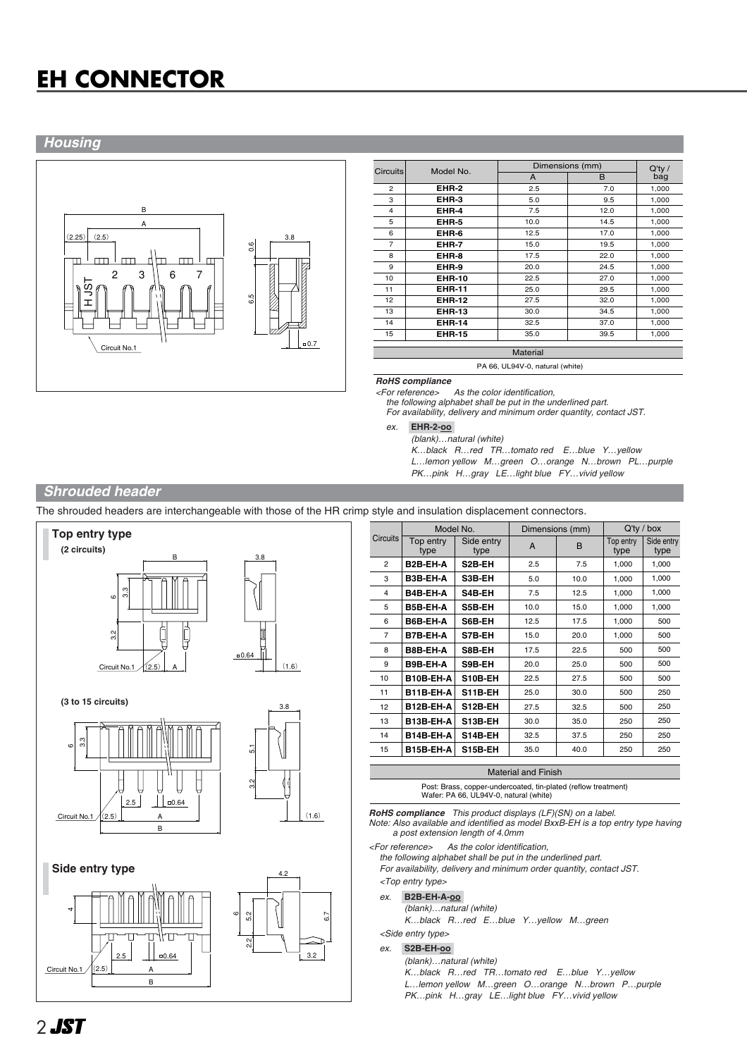# EH CONNECTOR

## Housing

| Circuits | Model No. | Dimensions (mm) | | Q'ty / bag |
|---|---|---|---|---|
| | | A | B | |
| 2 | **EHR-2** | 2.5 | 7.0 | 1,000 |
| 3 | **EHR-3** | 5.0 | 9.5 | 1,000 |
| 4 | **EHR-4** | 7.5 | 12.0 | 1,000 |
| 5 | **EHR-5** | 10.0 | 14.5 | 1,000 |
| 6 | **EHR-6** | 12.5 | 17.0 | 1,000 |
| 7 | **EHR-7** | 15.0 | 19.5 | 1,000 |
| 8 | **EHR-8** | 17.5 | 22.0 | 1,000 |
| 9 | **EHR-9** | 20.0 | 24.5 | 1,000 |
| 10 | **EHR-10** | 22.5 | 27.0 | 1,000 |
| 11 | **EHR-11** | 25.0 | 29.5 | 1,000 |
| 12 | **EHR-12** | 27.5 | 32.0 | 1,000 |
| 13 | **EHR-13** | 30.0 | 34.5 | 1,000 |
| 14 | **EHR-14** | 32.5 | 37.0 | 1,000 |
| 15 | **EHR-15** | 35.0 | 39.5 | 1,000 |

| Material |
|---|
| PA 66, UL94V-0, natural (white) |

***RoHS compliance***

*<For reference> As the color identification, the following alphabet shall be put in the underlined part. For availability, delivery and minimum order quantity, contact JST.*

*ex.* **EHR-2-oo**

*(blank)…natural (white)*
*K…black R…red TR…tomato red E…blue Y…yellow*
*L…lemon yellow M…green O…orange N…brown PL…purple*
*PK…pink H…gray LE…light blue FY…vivid yellow*

## Shrouded header

The shrouded headers are interchangeable with those of the HR crimp style and insulation displacement connectors.

**Top entry type**

**(2 circuits)**

**(3 to 15 circuits)**

**Side entry type**

| Circuits | Model No. | | Dimensions (mm) | | Q'ty / box | |
|---|---|---|---|---|---|---|
| | Top entry type | Side entry type | A | B | Top entry type | Side entry type |
| 2 | **B2B-EH-A** | **S2B-EH** | 2.5 | 7.5 | 1,000 | 1,000 |
| 3 | **B3B-EH-A** | **S3B-EH** | 5.0 | 10.0 | 1,000 | 1,000 |
| 4 | **B4B-EH-A** | **S4B-EH** | 7.5 | 12.5 | 1,000 | 1,000 |
| 5 | **B5B-EH-A** | **S5B-EH** | 10.0 | 15.0 | 1,000 | 1,000 |
| 6 | **B6B-EH-A** | **S6B-EH** | 12.5 | 17.5 | 1,000 | 500 |
| 7 | **B7B-EH-A** | **S7B-EH** | 15.0 | 20.0 | 1,000 | 500 |
| 8 | **B8B-EH-A** | **S8B-EH** | 17.5 | 22.5 | 500 | 500 |
| 9 | **B9B-EH-A** | **S9B-EH** | 20.0 | 25.0 | 500 | 500 |
| 10 | **B10B-EH-A** | **S10B-EH** | 22.5 | 27.5 | 500 | 500 |
| 11 | **B11B-EH-A** | **S11B-EH** | 25.0 | 30.0 | 500 | 250 |
| 12 | **B12B-EH-A** | **S12B-EH** | 27.5 | 32.5 | 500 | 250 |
| 13 | **B13B-EH-A** | **S13B-EH** | 30.0 | 35.0 | 250 | 250 |
| 14 | **B14B-EH-A** | **S14B-EH** | 32.5 | 37.5 | 250 | 250 |
| 15 | **B15B-EH-A** | **S15B-EH** | 35.0 | 40.0 | 250 | 250 |

| Material and Finish |
|---|
| Post: Brass, copper-undercoated, tin-plated (reflow treatment)<br>Wafer: PA 66, UL94V-0, natural (white) |

***RoHS compliance*** *This product displays (LF)(SN) on a label.*

*Note: Also available and identified as model BxxB-EH is a top entry type having a post extension length of 4.0mm*

*<For reference> As the color identification, the following alphabet shall be put in the underlined part. For availability, delivery and minimum order quantity, contact JST.*

*<Top entry type>*

*ex.* **B2B-EH-A-oo**

*(blank)…natural (white)*
*K…black R…red E…blue Y…yellow M…green*

*<Side entry type>*

*ex.* **S2B-EH-oo**

*(blank)…natural (white)*
*K…black R…red TR…tomato red E…blue Y…yellow*
*L…lemon yellow M…green O…orange N…brown P…purple*
*PK…pink H…gray LE…light blue FY…vivid yellow*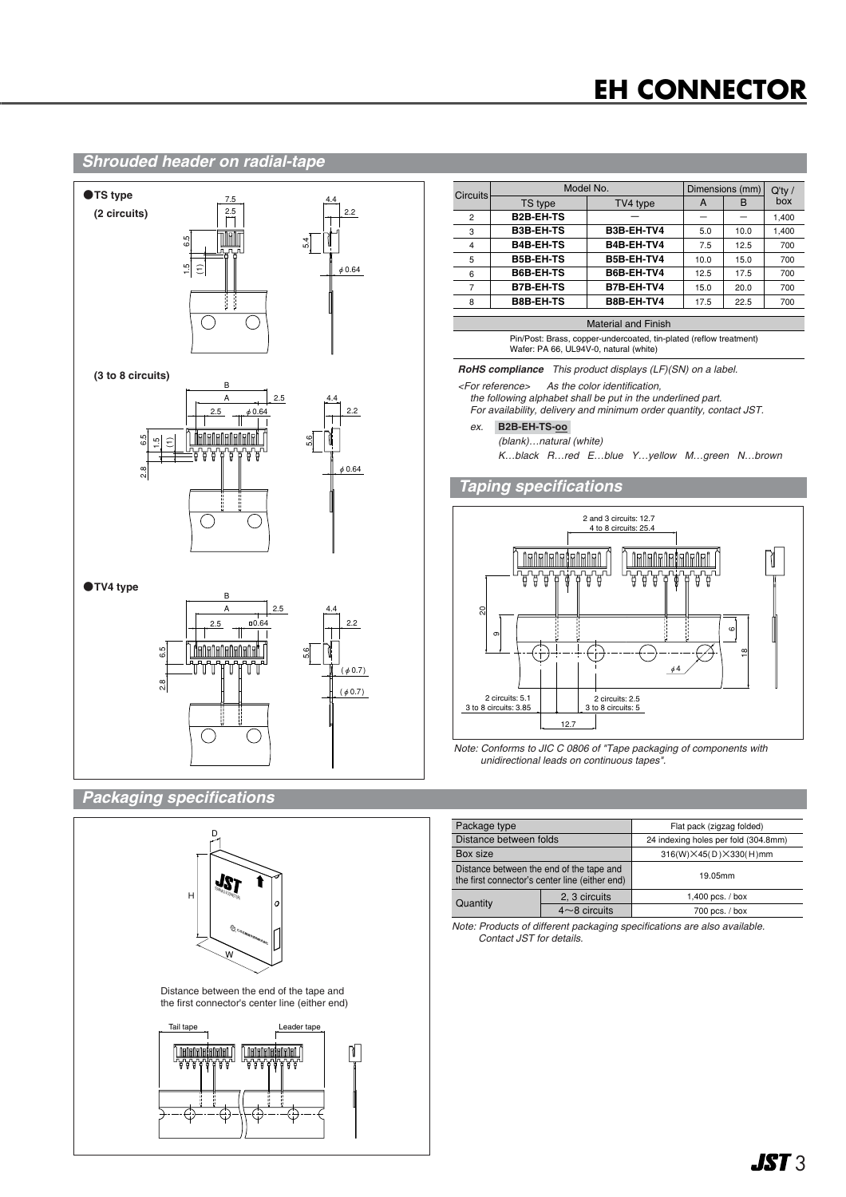# EH CONNECTOR

## Shrouded header on radial-tape

●TS type

(2 circuits)

7.5
2.5
4.4
2.2
6.5
1.5
(1)
5.4
$\phi$0.64

(3 to 8 circuits)

B
A
2.5
2.5
$\phi$0.64
4.4
2.2
6.5
1.5
(1)
2.8
5.6
$\phi$0.64

●TV4 type

B
A
2.5
2.5
□0.64
4.4
2.2
6.5
2.8
5.6
($\phi$0.7)
($\phi$0.7)

| Circuits | Model No. | | Dimensions (mm) | | Q'ty / box |
|---|---|---|---|---|---|
| | TS type | TV4 type | A | B | |
| 2 | **B2B-EH-TS** | — | — | — | 1,400 |
| 3 | **B3B-EH-TS** | **B3B-EH-TV4** | 5.0 | 10.0 | 1,400 |
| 4 | **B4B-EH-TS** | **B4B-EH-TV4** | 7.5 | 12.5 | 700 |
| 5 | **B5B-EH-TS** | **B5B-EH-TV4** | 10.0 | 15.0 | 700 |
| 6 | **B6B-EH-TS** | **B6B-EH-TV4** | 12.5 | 17.5 | 700 |
| 7 | **B7B-EH-TS** | **B7B-EH-TV4** | 15.0 | 20.0 | 700 |
| 8 | **B8B-EH-TS** | **B8B-EH-TV4** | 17.5 | 22.5 | 700 |

| Material and Finish |
|---|
| Pin/Post: Brass, copper-undercoated, tin-plated (reflow treatment)<br>Wafer: PA 66, UL94V-0, natural (white) |

***RoHS compliance*** *This product displays (LF)(SN) on a label.*

*<For reference> As the color identification,*
*the following alphabet shall be put in the underlined part.*
*For availability, delivery and minimum order quantity, contact JST.*

*ex.* **B2B-EH-TS-oo**
*(blank)…natural (white)*
*K…black R…red E…blue Y…yellow M…green N…brown*

## Taping specifications

2 and 3 circuits: 12.7
4 to 8 circuits: 25.4
20
9
6
18
$\phi$4
2 circuits: 5.1
3 to 8 circuits: 3.85
2 circuits: 2.5
3 to 8 circuits: 5
12.7

*Note: Conforms to JIC C 0806 of "Tape packaging of components with unidirectional leads on continuous tapes".*

## Packaging specifications

D
H
W

Distance between the end of the tape and the first connector's center line (either end)

Tail tape
Leader tape

| Package type | | Flat pack (zigzag folded) |
|---|---|---|
| Distance between folds | | 24 indexing holes per fold (304.8mm) |
| Box size | | 316(W)×45(D)×330(H)mm |
| Distance between the end of the tape and the first connector's center line (either end) | | 19.05mm |
| Quantity | 2, 3 circuits | 1,400 pcs. / box |
| | 4～8 circuits | 700 pcs. / box |

*Note: Products of different packaging specifications are also available. Contact JST for details.*